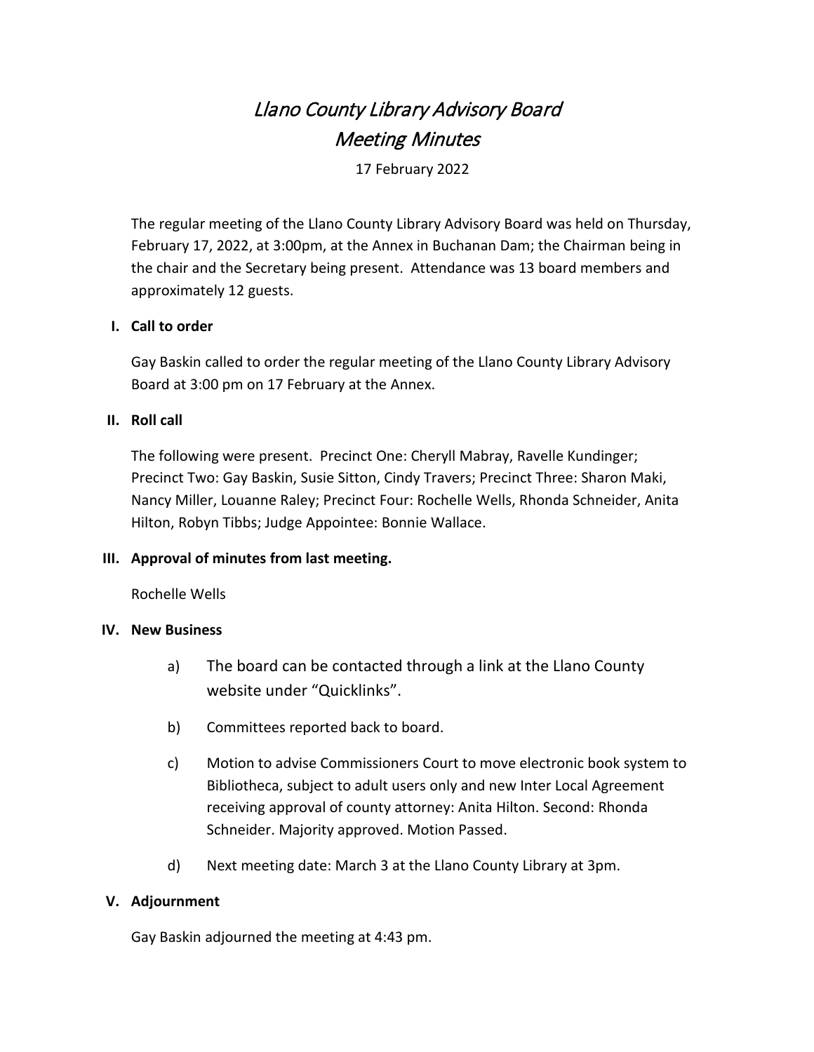# *Llano County Library Advisory Board*
# *Meeting Minutes*

17 February 2022

The regular meeting of the Llano County Library Advisory Board was held on Thursday, February 17, 2022, at 3:00pm, at the Annex in Buchanan Dam; the Chairman being in the chair and the Secretary being present. Attendance was 13 board members and approximately 12 guests.

## I. Call to order

Gay Baskin called to order the regular meeting of the Llano County Library Advisory Board at 3:00 pm on 17 February at the Annex.

## II. Roll call

The following were present. Precinct One: Cheryll Mabray, Ravelle Kundinger; Precinct Two: Gay Baskin, Susie Sitton, Cindy Travers; Precinct Three: Sharon Maki, Nancy Miller, Louanne Raley; Precinct Four: Rochelle Wells, Rhonda Schneider, Anita Hilton, Robyn Tibbs; Judge Appointee: Bonnie Wallace.

## III. Approval of minutes from last meeting.

Rochelle Wells

## IV. New Business

a) The board can be contacted through a link at the Llano County website under "Quicklinks".

b) Committees reported back to board.

c) Motion to advise Commissioners Court to move electronic book system to Bibliotheca, subject to adult users only and new Inter Local Agreement receiving approval of county attorney: Anita Hilton. Second: Rhonda Schneider. Majority approved. Motion Passed.

d) Next meeting date: March 3 at the Llano County Library at 3pm.

## V. Adjournment

Gay Baskin adjourned the meeting at 4:43 pm.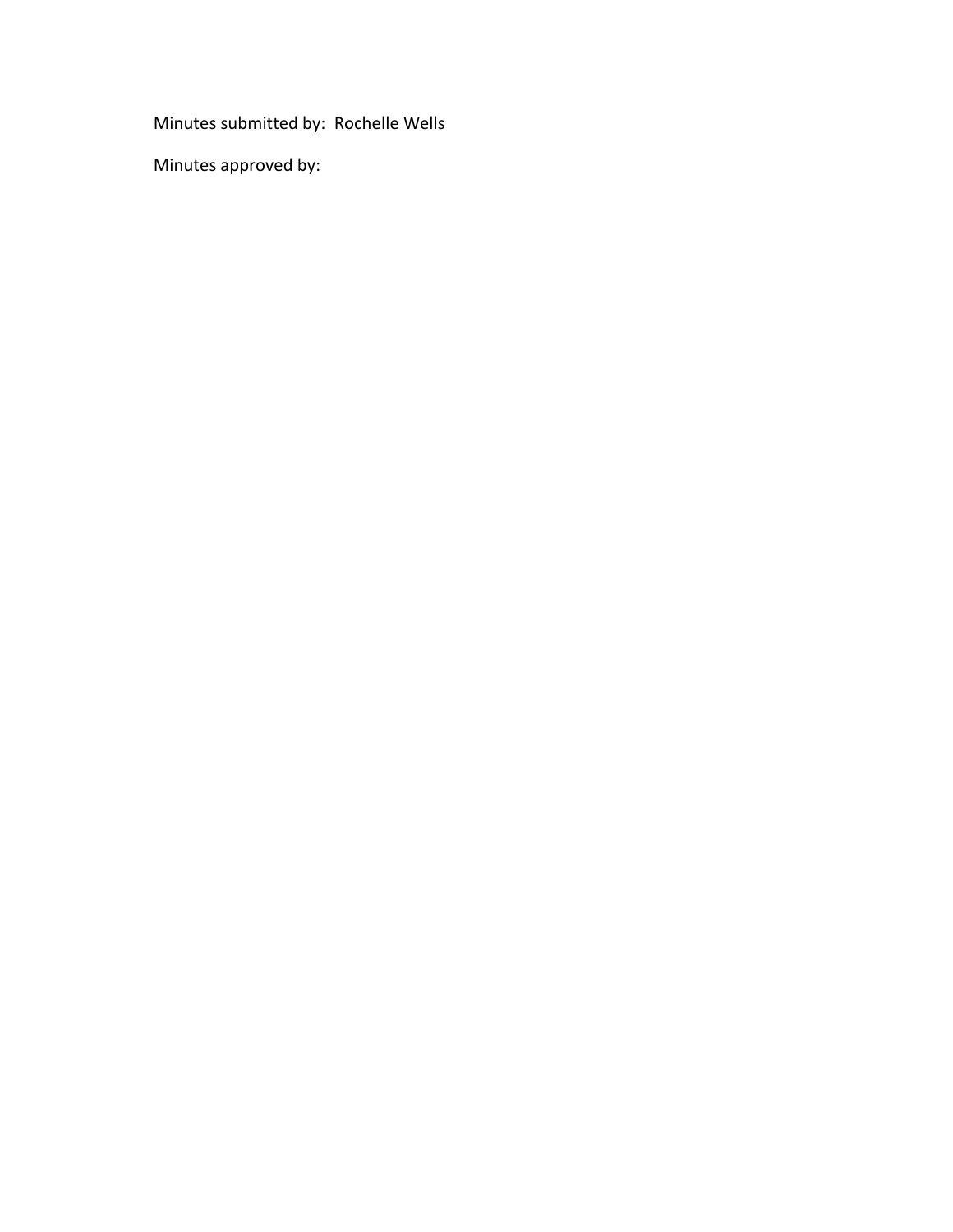Minutes submitted by: Rochelle Wells

Minutes approved by: